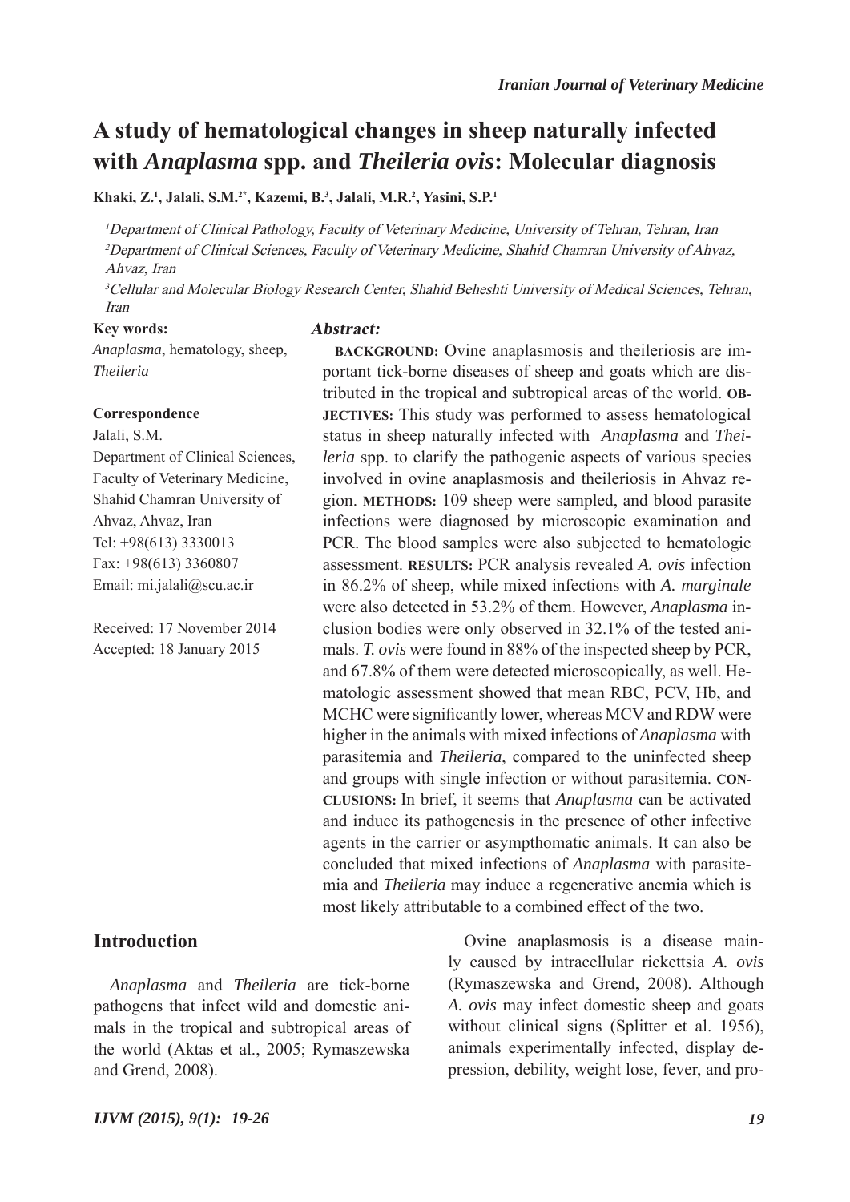# A study of hematological changes in sheep naturally infected with *Anaplasma* spp. and *Theileria ovis*: Molecular diagnosis

**Khaki, Z.[1], Jalali, S.M.[2*], Kazemi, B.[3], Jalali, M.R.[2], Yasini, S.P.[1]**

[1]*Department of Clinical Pathology, Faculty of Veterinary Medicine, University of Tehran, Tehran, Iran*
[2]*Department of Clinical Sciences, Faculty of Veterinary Medicine, Shahid Chamran University of Ahvaz, Ahvaz, Iran*
[3]*Cellular and Molecular Biology Research Center, Shahid Beheshti University of Medical Sciences, Tehran, Iran*

**Key words:**
*Anaplasma*, hematology, sheep, *Theileria*

**Correspondence**
Jalali, S.M.
Department of Clinical Sciences, Faculty of Veterinary Medicine, Shahid Chamran University of Ahvaz, Ahvaz, Iran
Tel: +98(613) 3330013
Fax: +98(613) 3360807
Email: mi.jalali@scu.ac.ir

Received: 17 November 2014
Accepted: 18 January 2015

***Abstract:***

**BACKGROUND:** Ovine anaplasmosis and theileriosis are important tick-borne diseases of sheep and goats which are distributed in the tropical and subtropical areas of the world. **OBJECTIVES:** This study was performed to assess hematological status in sheep naturally infected with *Anaplasma* and *Theileria* spp. to clarify the pathogenic aspects of various species involved in ovine anaplasmosis and theileriosis in Ahvaz region. **METHODS:** 109 sheep were sampled, and blood parasite infections were diagnosed by microscopic examination and PCR. The blood samples were also subjected to hematologic assessment. **RESULTS:** PCR analysis revealed *A. ovis* infection in 86.2% of sheep, while mixed infections with *A. marginale* were also detected in 53.2% of them. However, *Anaplasma* inclusion bodies were only observed in 32.1% of the tested animals. *T. ovis* were found in 88% of the inspected sheep by PCR, and 67.8% of them were detected microscopically, as well. Hematologic assessment showed that mean RBC, PCV, Hb, and MCHC were significantly lower, whereas MCV and RDW were higher in the animals with mixed infections of *Anaplasma* with parasitemia and *Theileria*, compared to the uninfected sheep and groups with single infection or without parasitemia. **CONCLUSIONS:** In brief, it seems that *Anaplasma* can be activated and induce its pathogenesis in the presence of other infective agents in the carrier or asympthomatic animals. It can also be concluded that mixed infections of *Anaplasma* with parasitemia and *Theileria* may induce a regenerative anemia which is most likely attributable to a combined effect of the two.

## Introduction

*Anaplasma* and *Theileria* are tick-borne pathogens that infect wild and domestic animals in the tropical and subtropical areas of the world (Aktas et al., 2005; Rymaszewska and Grend, 2008).

Ovine anaplasmosis is a disease mainly caused by intracellular rickettsia *A. ovis* (Rymaszewska and Grend, 2008). Although *A. ovis* may infect domestic sheep and goats without clinical signs (Splitter et al. 1956), animals experimentally infected, display depression, debility, weight lose, fever, and pro-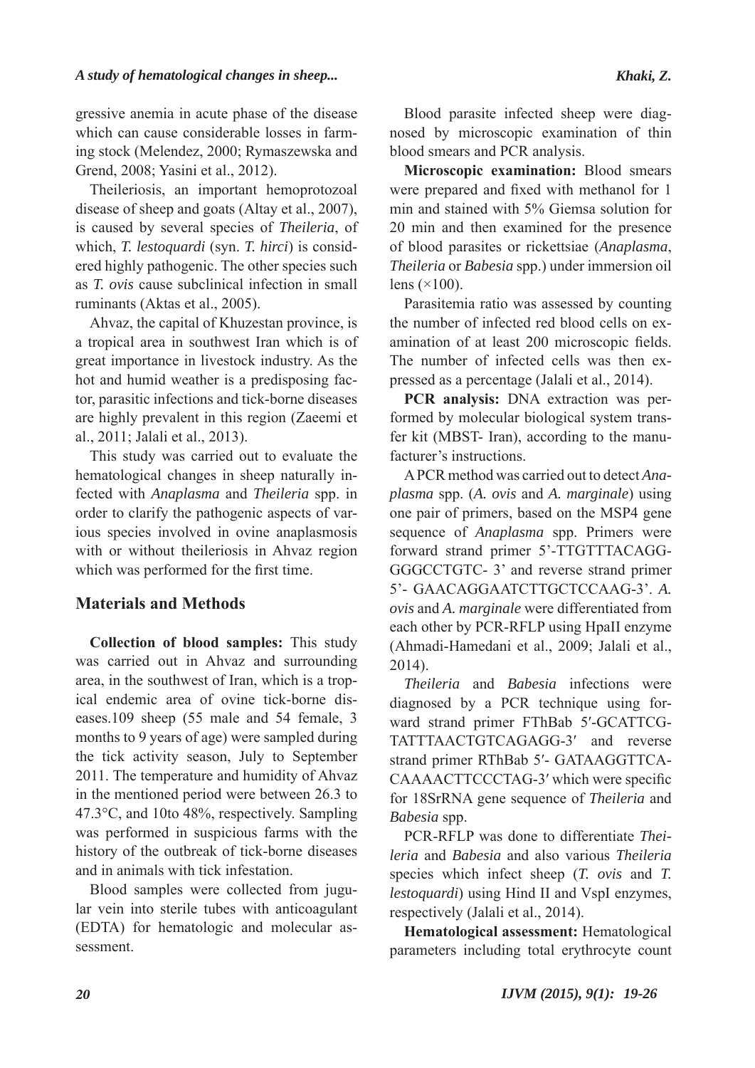gressive anemia in acute phase of the disease which can cause considerable losses in farming stock (Melendez, 2000; Rymaszewska and Grend, 2008; Yasini et al., 2012).

Theileriosis, an important hemoprotozoal disease of sheep and goats (Altay et al., 2007), is caused by several species of *Theileria*, of which, *T. lestoquardi* (syn. *T. hirci*) is considered highly pathogenic. The other species such as *T. ovis* cause subclinical infection in small ruminants (Aktas et al., 2005).

Ahvaz, the capital of Khuzestan province, is a tropical area in southwest Iran which is of great importance in livestock industry. As the hot and humid weather is a predisposing factor, parasitic infections and tick-borne diseases are highly prevalent in this region (Zaeemi et al., 2011; Jalali et al., 2013).

This study was carried out to evaluate the hematological changes in sheep naturally infected with *Anaplasma* and *Theileria* spp. in order to clarify the pathogenic aspects of various species involved in ovine anaplasmosis with or without theileriosis in Ahvaz region which was performed for the first time.

## Materials and Methods

**Collection of blood samples:** This study was carried out in Ahvaz and surrounding area, in the southwest of Iran, which is a tropical endemic area of ovine tick-borne diseases.109 sheep (55 male and 54 female, 3 months to 9 years of age) were sampled during the tick activity season, July to September 2011. The temperature and humidity of Ahvaz in the mentioned period were between 26.3 to 47.3°C, and 10to 48%, respectively. Sampling was performed in suspicious farms with the history of the outbreak of tick-borne diseases and in animals with tick infestation.

Blood samples were collected from jugular vein into sterile tubes with anticoagulant (EDTA) for hematologic and molecular assessment.

Blood parasite infected sheep were diagnosed by microscopic examination of thin blood smears and PCR analysis.

**Microscopic examination:** Blood smears were prepared and fixed with methanol for 1 min and stained with 5% Giemsa solution for 20 min and then examined for the presence of blood parasites or rickettsiae (*Anaplasma*, *Theileria* or *Babesia* spp.) under immersion oil lens (×100).

Parasitemia ratio was assessed by counting the number of infected red blood cells on examination of at least 200 microscopic fields. The number of infected cells was then expressed as a percentage (Jalali et al., 2014).

**PCR analysis:** DNA extraction was performed by molecular biological system transfer kit (MBST- Iran), according to the manufacturer's instructions.

A PCR method was carried out to detect *Anaplasma* spp. (*A. ovis* and *A. marginale*) using one pair of primers, based on the MSP4 gene sequence of *Anaplasma* spp. Primers were forward strand primer 5'-TTGTTTACAGGGGGCCTGTC- 3' and reverse strand primer 5'- GAACAGGAATCTTGCTCCAAG-3'. *A. ovis* and *A. marginale* were differentiated from each other by PCR-RFLP using HpaII enzyme (Ahmadi-Hamedani et al., 2009; Jalali et al., 2014).

*Theileria* and *Babesia* infections were diagnosed by a PCR technique using forward strand primer FThBab 5′-GCATTCGTATTTAACTGTCAGAGG-3′ and reverse strand primer RThBab 5′- GATAAGGTTCACAAAACTTCCCTAG-3′ which were specific for 18SrRNA gene sequence of *Theileria* and *Babesia* spp.

PCR-RFLP was done to differentiate *Theileria* and *Babesia* and also various *Theileria* species which infect sheep (*T. ovis* and *T. lestoquardi*) using Hind II and VspI enzymes, respectively (Jalali et al., 2014).

**Hematological assessment:** Hematological parameters including total erythrocyte count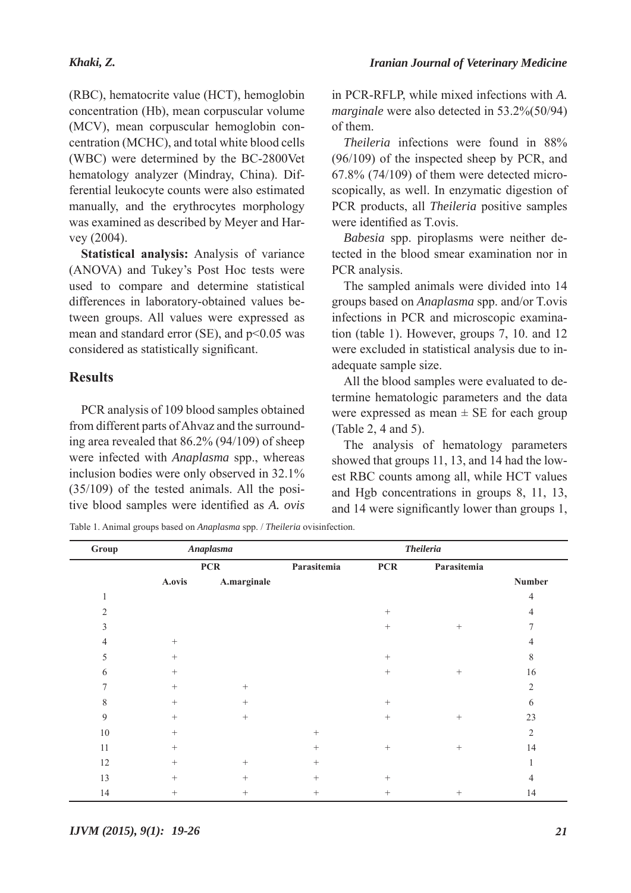(RBC), hematocrite value (HCT), hemoglobin concentration (Hb), mean corpuscular volume (MCV), mean corpuscular hemoglobin concentration (MCHC), and total white blood cells (WBC) were determined by the BC-2800Vet hematology analyzer (Mindray, China). Differential leukocyte counts were also estimated manually, and the erythrocytes morphology was examined as described by Meyer and Harvey (2004).

**Statistical analysis:** Analysis of variance (ANOVA) and Tukey's Post Hoc tests were used to compare and determine statistical differences in laboratory-obtained values between groups. All values were expressed as mean and standard error (SE), and $p<0.05$ was considered as statistically significant.

## Results

PCR analysis of 109 blood samples obtained from different parts of Ahvaz and the surrounding area revealed that 86.2% (94/109) of sheep were infected with *Anaplasma* spp., whereas inclusion bodies were only observed in 32.1% (35/109) of the tested animals. All the positive blood samples were identified as *A. ovis* in PCR-RFLP, while mixed infections with *A. marginale* were also detected in 53.2%(50/94) of them.

*Theileria* infections were found in 88% (96/109) of the inspected sheep by PCR, and 67.8% (74/109) of them were detected microscopically, as well. In enzymatic digestion of PCR products, all *Theileria* positive samples were identified as T.ovis.

*Babesia* spp. piroplasms were neither detected in the blood smear examination nor in PCR analysis.

The sampled animals were divided into 14 groups based on *Anaplasma* spp. and/or T.ovis infections in PCR and microscopic examination (table 1). However, groups 7, 10. and 12 were excluded in statistical analysis due to inadequate sample size.

All the blood samples were evaluated to determine hematologic parameters and the data were expressed as mean ± SE for each group (Table 2, 4 and 5).

The analysis of hematology parameters showed that groups 11, 13, and 14 had the lowest RBC counts among all, while HCT values and Hgb concentrations in groups 8, 11, 13, and 14 were significantly lower than groups 1,

Table 1. Animal groups based on *Anaplasma* spp. / *Theileria* ovisinfection.

| Group | *Anaplasma* | | | *Theileria* | | |
|---|---|---|---|---|---|---|
| | PCR | | Parasitemia | PCR | Parasitemia | |
| | A.ovis | A.marginale | | | | Number |
| 1 | | | | | | 4 |
| 2 | | | | + | | 4 |
| 3 | | | | + | + | 7 |
| 4 | + | | | | | 4 |
| 5 | + | | | + | | 8 |
| 6 | + | | | + | + | 16 |
| 7 | + | + | | | | 2 |
| 8 | + | + | | + | | 6 |
| 9 | + | + | | + | + | 23 |
| 10 | + | | + | | | 2 |
| 11 | + | | + | + | + | 14 |
| 12 | + | + | + | | | 1 |
| 13 | + | + | + | + | | 4 |
| 14 | + | + | + | + | + | 14 |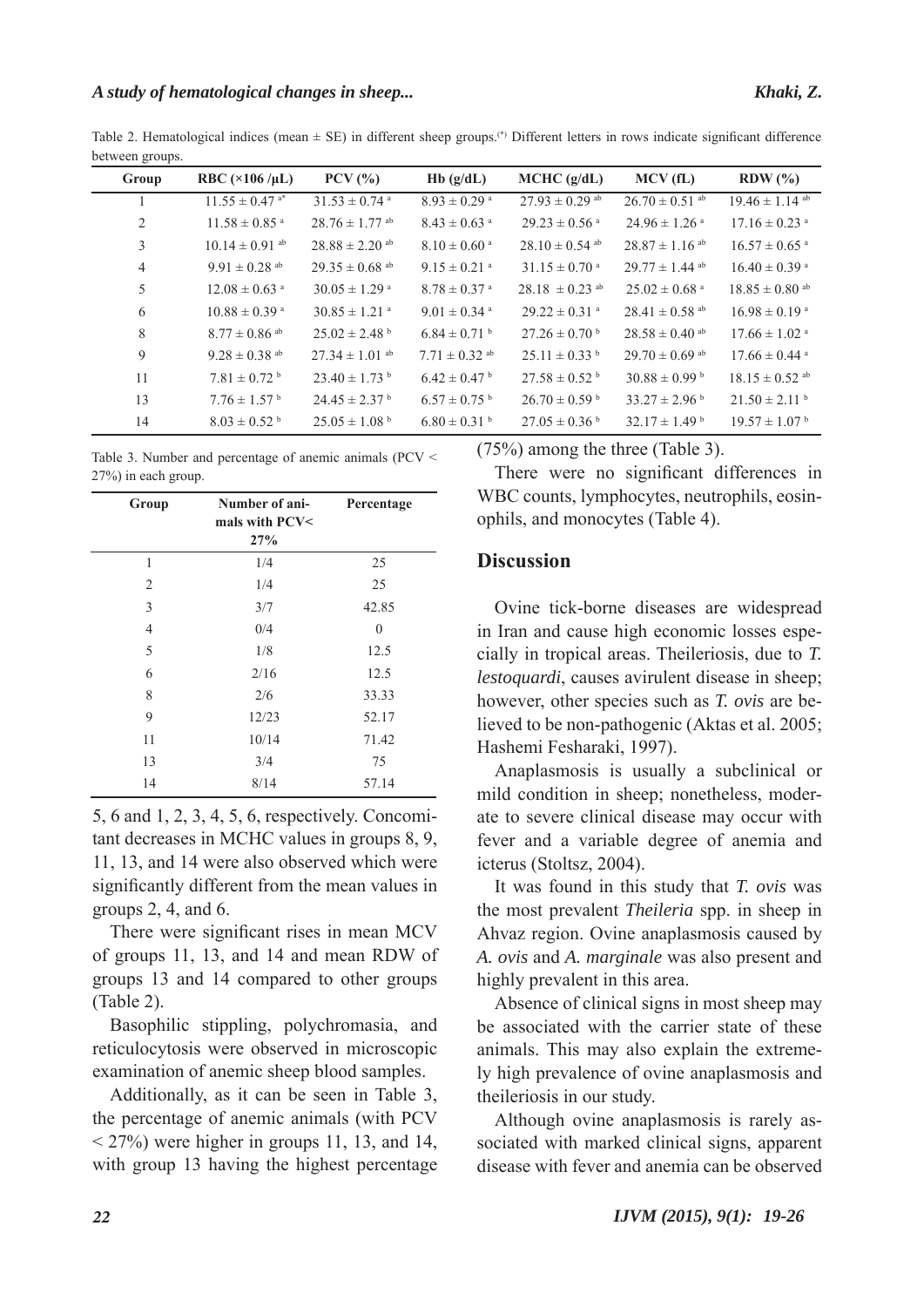Table 2. Hematological indices (mean ± SE) in different sheep groups.[(*)] Different letters in rows indicate significant difference between groups.

| Group | RBC (×106 /μL) | PCV (%) | Hb (g/dL) | MCHC (g/dL) | MCV (fL) | RDW (%) |
|---|---|---|---|---|---|---|
| 1 | 11.55 ± 0.47 [a*] | 31.53 ± 0.74 [a] | 8.93 ± 0.29 [a] | 27.93 ± 0.29 [ab] | 26.70 ± 0.51 [ab] | 19.46 ± 1.14 [ab] |
| 2 | 11.58 ± 0.85 [a] | 28.76 ± 1.77 [ab] | 8.43 ± 0.63 [a] | 29.23 ± 0.56 [a] | 24.96 ± 1.26 [a] | 17.16 ± 0.23 [a] |
| 3 | 10.14 ± 0.91 [ab] | 28.88 ± 2.20 [ab] | 8.10 ± 0.60 [a] | 28.10 ± 0.54 [ab] | 28.87 ± 1.16 [ab] | 16.57 ± 0.65 [a] |
| 4 | 9.91 ± 0.28 [ab] | 29.35 ± 0.68 [ab] | 9.15 ± 0.21 [a] | 31.15 ± 0.70 [a] | 29.77 ± 1.44 [ab] | 16.40 ± 0.39 [a] |
| 5 | 12.08 ± 0.63 [a] | 30.05 ± 1.29 [a] | 8.78 ± 0.37 [a] | 28.18 ± 0.23 [ab] | 25.02 ± 0.68 [a] | 18.85 ± 0.80 [ab] |
| 6 | 10.88 ± 0.39 [a] | 30.85 ± 1.21 [a] | 9.01 ± 0.34 [a] | 29.22 ± 0.31 [a] | 28.41 ± 0.58 [ab] | 16.98 ± 0.19 [a] |
| 8 | 8.77 ± 0.86 [ab] | 25.02 ± 2.48 [b] | 6.84 ± 0.71 [b] | 27.26 ± 0.70 [b] | 28.58 ± 0.40 [ab] | 17.66 ± 1.02 [a] |
| 9 | 9.28 ± 0.38 [ab] | 27.34 ± 1.01 [ab] | 7.71 ± 0.32 [ab] | 25.11 ± 0.33 [b] | 29.70 ± 0.69 [ab] | 17.66 ± 0.44 [a] |
| 11 | 7.81 ± 0.72 [b] | 23.40 ± 1.73 [b] | 6.42 ± 0.47 [b] | 27.58 ± 0.52 [b] | 30.88 ± 0.99 [b] | 18.15 ± 0.52 [ab] |
| 13 | 7.76 ± 1.57 [b] | 24.45 ± 2.37 [b] | 6.57 ± 0.75 [b] | 26.70 ± 0.59 [b] | 33.27 ± 2.96 [b] | 21.50 ± 2.11 [b] |
| 14 | 8.03 ± 0.52 [b] | 25.05 ± 1.08 [b] | 6.80 ± 0.31 [b] | 27.05 ± 0.36 [b] | 32.17 ± 1.49 [b] | 19.57 ± 1.07 [b] |

Table 3. Number and percentage of anemic animals (PCV < 27%) in each group.

| Group | Number of animals with PCV< 27% | Percentage |
|---|---|---|
| 1 | 1/4 | 25 |
| 2 | 1/4 | 25 |
| 3 | 3/7 | 42.85 |
| 4 | 0/4 | 0 |
| 5 | 1/8 | 12.5 |
| 6 | 2/16 | 12.5 |
| 8 | 2/6 | 33.33 |
| 9 | 12/23 | 52.17 |
| 11 | 10/14 | 71.42 |
| 13 | 3/4 | 75 |
| 14 | 8/14 | 57.14 |

5, 6 and 1, 2, 3, 4, 5, 6, respectively. Concomitant decreases in MCHC values in groups 8, 9, 11, 13, and 14 were also observed which were significantly different from the mean values in groups 2, 4, and 6.

There were significant rises in mean MCV of groups 11, 13, and 14 and mean RDW of groups 13 and 14 compared to other groups (Table 2).

Basophilic stippling, polychromasia, and reticulocytosis were observed in microscopic examination of anemic sheep blood samples.

Additionally, as it can be seen in Table 3, the percentage of anemic animals (with PCV < 27%) were higher in groups 11, 13, and 14, with group 13 having the highest percentage (75%) among the three (Table 3).

There were no significant differences in WBC counts, lymphocytes, neutrophils, eosinophils, and monocytes (Table 4).

## Discussion

Ovine tick-borne diseases are widespread in Iran and cause high economic losses especially in tropical areas. Theileriosis, due to *T. lestoquardi*, causes avirulent disease in sheep; however, other species such as *T. ovis* are believed to be non-pathogenic (Aktas et al. 2005; Hashemi Fesharaki, 1997).

Anaplasmosis is usually a subclinical or mild condition in sheep; nonetheless, moderate to severe clinical disease may occur with fever and a variable degree of anemia and icterus (Stoltsz, 2004).

It was found in this study that *T. ovis* was the most prevalent *Theileria* spp. in sheep in Ahvaz region. Ovine anaplasmosis caused by *A. ovis* and *A. marginale* was also present and highly prevalent in this area.

Absence of clinical signs in most sheep may be associated with the carrier state of these animals. This may also explain the extremely high prevalence of ovine anaplasmosis and theileriosis in our study.

Although ovine anaplasmosis is rarely associated with marked clinical signs, apparent disease with fever and anemia can be observed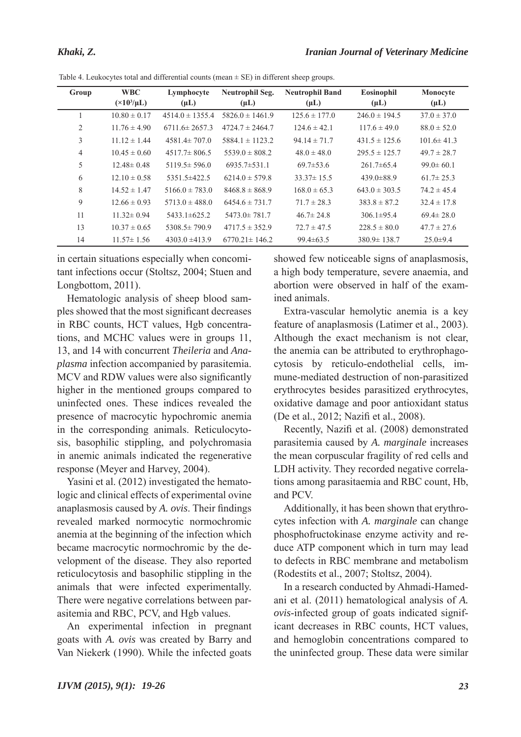Table 4. Leukocytes total and differential counts (mean ± SE) in different sheep groups.

| Group | WBC ($\times10^3/\mu L$) | Lymphocyte (µL) | Neutrophil Seg. (µL) | Neutrophil Band (µL) | Eosinophil (µL) | Monocyte (µL) |
|---|---|---|---|---|---|---|
| 1 | 10.80 ± 0.17 | 4514.0 ± 1355.4 | 5826.0 ± 1461.9 | 125.6 ± 177.0 | 246.0 ± 194.5 | 37.0 ± 37.0 |
| 2 | 11.76 ± 4.90 | 6711.6± 2657.3 | 4724.7 ± 2464.7 | 124.6 ± 42.1 | 117.6 ± 49.0 | 88.0 ± 52.0 |
| 3 | 11.12 ± 1.44 | 4581.4± 707.0 | 5884.1 ± 1123.2 | 94.14 ± 71.7 | 431.5 ± 125.6 | 101.6± 41.3 |
| 4 | 10.45 ± 0.60 | 4517.7± 806.5 | 5539.0 ± 808.2 | 48.0 ± 48.0 | 295.5 ± 125.7 | 49.7 ± 28.7 |
| 5 | 12.48± 0.48 | 5119.5± 596.0 | 6935.7±531.1 | 69.7±53.6 | 261.7±65.4 | 99.0± 60.1 |
| 6 | 12.10 ± 0.58 | 5351.5±422.5 | 6214.0 ± 579.8 | 33.37± 15.5 | 439.0±88.9 | 61.7± 25.3 |
| 8 | 14.52 ± 1.47 | 5166.0 ± 783.0 | 8468.8 ± 868.9 | 168.0 ± 65.3 | 643.0 ± 303.5 | 74.2 ± 45.4 |
| 9 | 12.66 ± 0.93 | 5713.0 ± 488.0 | 6454.6 ± 731.7 | 71.7 ± 28.3 | 383.8 ± 87.2 | 32.4 ± 17.8 |
| 11 | 11.32± 0.94 | 5433.1±625.2 | 5473.0± 781.7 | 46.7± 24.8 | 306.1±95.4 | 69.4± 28.0 |
| 13 | 10.37 ± 0.65 | 5308.5± 790.9 | 4717.5 ± 352.9 | 72.7 ± 47.5 | 228.5 ± 80.0 | 47.7 ± 27.6 |
| 14 | 11.57± 1.56 | 4303.0 ±413.9 | 6770.21± 146.2 | 99.4±63.5 | 380.9± 138.7 | 25.0±9.4 |

in certain situations especially when concomitant infections occur (Stoltsz, 2004; Stuen and Longbottom, 2011).

Hematologic analysis of sheep blood samples showed that the most significant decreases in RBC counts, HCT values, Hgb concentrations, and MCHC values were in groups 11, 13, and 14 with concurrent *Theileria* and *Anaplasma* infection accompanied by parasitemia. MCV and RDW values were also significantly higher in the mentioned groups compared to uninfected ones. These indices revealed the presence of macrocytic hypochromic anemia in the corresponding animals. Reticulocytosis, basophilic stippling, and polychromasia in anemic animals indicated the regenerative response (Meyer and Harvey, 2004).

Yasini et al. (2012) investigated the hematologic and clinical effects of experimental ovine anaplasmosis caused by *A. ovis*. Their findings revealed marked normocytic normochromic anemia at the beginning of the infection which became macrocytic normochromic by the development of the disease. They also reported reticulocytosis and basophilic stippling in the animals that were infected experimentally. There were negative correlations between parasitemia and RBC, PCV, and Hgb values.

An experimental infection in pregnant goats with *A. ovis* was created by Barry and Van Niekerk (1990). While the infected goats showed few noticeable signs of anaplasmosis, a high body temperature, severe anaemia, and abortion were observed in half of the examined animals.

Extra-vascular hemolytic anemia is a key feature of anaplasmosis (Latimer et al., 2003). Although the exact mechanism is not clear, the anemia can be attributed to erythrophagocytosis by reticulo-endothelial cells, immune-mediated destruction of non-parasitized erythrocytes besides parasitized erythrocytes, oxidative damage and poor antioxidant status (De et al., 2012; Nazifi et al., 2008).

Recently, Nazifi et al. (2008) demonstrated parasitemia caused by *A. marginale* increases the mean corpuscular fragility of red cells and LDH activity. They recorded negative correlations among parasitaemia and RBC count, Hb, and PCV.

Additionally, it has been shown that erythrocytes infection with *A. marginale* can change phosphofructokinase enzyme activity and reduce ATP component which in turn may lead to defects in RBC membrane and metabolism (Rodestits et al., 2007; Stoltsz, 2004).

In a research conducted by Ahmadi-Hamedani et al. (2011) hematological analysis of *A. ovis*-infected group of goats indicated significant decreases in RBC counts, HCT values, and hemoglobin concentrations compared to the uninfected group. These data were similar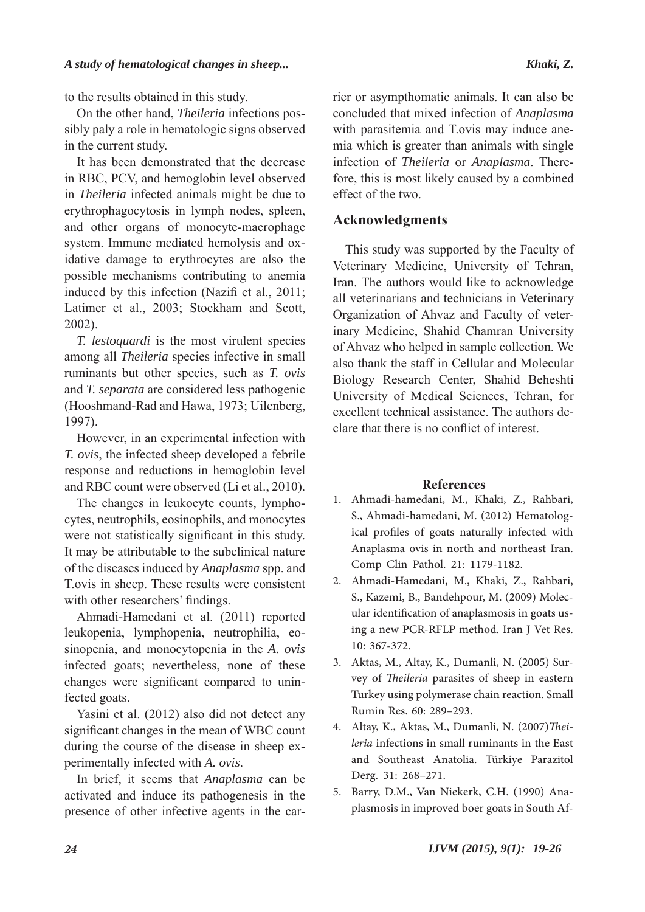to the results obtained in this study.

On the other hand, *Theileria* infections possibly paly a role in hematologic signs observed in the current study.

It has been demonstrated that the decrease in RBC, PCV, and hemoglobin level observed in *Theileria* infected animals might be due to erythrophagocytosis in lymph nodes, spleen, and other organs of monocyte-macrophage system. Immune mediated hemolysis and oxidative damage to erythrocytes are also the possible mechanisms contributing to anemia induced by this infection (Nazifi et al., 2011; Latimer et al., 2003; Stockham and Scott, 2002).

*T. lestoquardi* is the most virulent species among all *Theileria* species infective in small ruminants but other species, such as *T. ovis* and *T. separata* are considered less pathogenic (Hooshmand-Rad and Hawa, 1973; Uilenberg, 1997).

However, in an experimental infection with *T. ovis*, the infected sheep developed a febrile response and reductions in hemoglobin level and RBC count were observed (Li et al., 2010).

The changes in leukocyte counts, lymphocytes, neutrophils, eosinophils, and monocytes were not statistically significant in this study. It may be attributable to the subclinical nature of the diseases induced by *Anaplasma* spp. and T.ovis in sheep. These results were consistent with other researchers' findings.

Ahmadi-Hamedani et al. (2011) reported leukopenia, lymphopenia, neutrophilia, eosinopenia, and monocytopenia in the *A. ovis* infected goats; nevertheless, none of these changes were significant compared to uninfected goats.

Yasini et al. (2012) also did not detect any significant changes in the mean of WBC count during the course of the disease in sheep experimentally infected with *A. ovis*.

In brief, it seems that *Anaplasma* can be activated and induce its pathogenesis in the presence of other infective agents in the carrier or asympthomatic animals. It can also be concluded that mixed infection of *Anaplasma* with parasitemia and T.ovis may induce anemia which is greater than animals with single infection of *Theileria* or *Anaplasma*. Therefore, this is most likely caused by a combined effect of the two.

## Acknowledgments

This study was supported by the Faculty of Veterinary Medicine, University of Tehran, Iran. The authors would like to acknowledge all veterinarians and technicians in Veterinary Organization of Ahvaz and Faculty of veterinary Medicine, Shahid Chamran University of Ahvaz who helped in sample collection. We also thank the staff in Cellular and Molecular Biology Research Center, Shahid Beheshti University of Medical Sciences, Tehran, for excellent technical assistance. The authors declare that there is no conflict of interest.

## References

1. Ahmadi-hamedani, M., Khaki, Z., Rahbari, S., Ahmadi-hamedani, M. (2012) Hematological profiles of goats naturally infected with Anaplasma ovis in north and northeast Iran. Comp Clin Pathol. 21: 1179-1182.
2. Ahmadi-Hamedani, M., Khaki, Z., Rahbari, S., Kazemi, B., Bandehpour, M. (2009) Molecular identification of anaplasmosis in goats using a new PCR-RFLP method. Iran J Vet Res. 10: 367-372.
3. Aktas, M., Altay, K., Dumanli, N. (2005) Survey of *Theileria* parasites of sheep in eastern Turkey using polymerase chain reaction. Small Rumin Res. 60: 289–293.
4. Altay, K., Aktas, M., Dumanli, N. (2007) *Theileria* infections in small ruminants in the East and Southeast Anatolia. Türkiye Parazitol Derg. 31: 268–271.
5. Barry, D.M., Van Niekerk, C.H. (1990) Anaplasmosis in improved boer goats in South Af-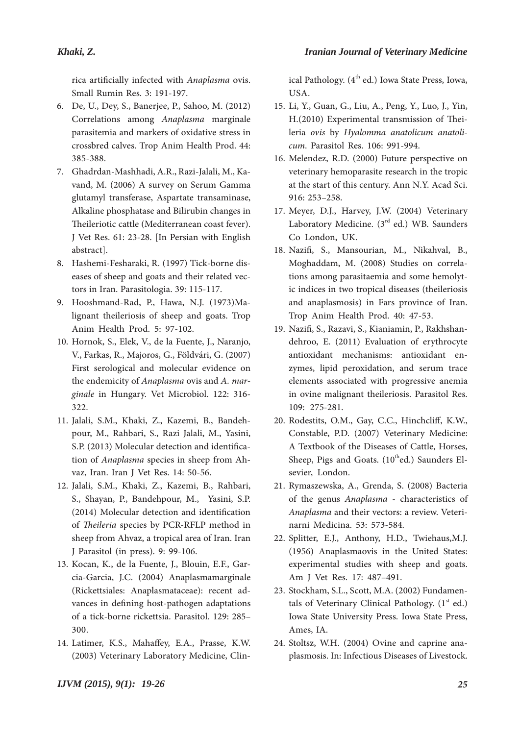rica artificially infected with *Anaplasma* ovis. Small Rumin Res. 3: 191-197.

6. De, U., Dey, S., Banerjee, P., Sahoo, M. (2012) Correlations among *Anaplasma* marginale parasitemia and markers of oxidative stress in crossbred calves. Trop Anim Health Prod. 44: 385-388.
7. Ghadrdan-Mashhadi, A.R., Razi-Jalali, M., Kavand, M. (2006) A survey on Serum Gamma glutamyl transferase, Aspartate transaminase, Alkaline phosphatase and Bilirubin changes in Theileriotic cattle (Mediterranean coast fever). J Vet Res. 61: 23-28. [In Persian with English abstract].
8. Hashemi-Fesharaki, R. (1997) Tick-borne diseases of sheep and goats and their related vectors in Iran. Parasitologia. 39: 115-117.
9. Hooshmand-Rad, P., Hawa, N.J. (1973)Malignant theileriosis of sheep and goats. Trop Anim Health Prod. 5: 97-102.
10. Hornok, S., Elek, V., de la Fuente, J., Naranjo, V., Farkas, R., Majoros, G., Földvári, G. (2007) First serological and molecular evidence on the endemicity of *Anaplasma* ovis and *A. marginale* in Hungary. Vet Microbiol. 122: 316-322.
11. Jalali, S.M., Khaki, Z., Kazemi, B., Bandehpour, M., Rahbari, S., Razi Jalali, M., Yasini, S.P. (2013) Molecular detection and identification of *Anaplasma* species in sheep from Ahvaz, Iran. Iran J Vet Res. 14: 50-56.
12. Jalali, S.M., Khaki, Z., Kazemi, B., Rahbari, S., Shayan, P., Bandehpour, M., Yasini, S.P. (2014) Molecular detection and identification of *Theileria* species by PCR-RFLP method in sheep from Ahvaz, a tropical area of Iran. Iran J Parasitol (in press). 9: 99-106.
13. Kocan, K., de la Fuente, J., Blouin, E.F., Garcia-Garcia, J.C. (2004) Anaplasmamarginale (Rickettsiales: Anaplasmataceae): recent advances in defining host-pathogen adaptations of a tick-borne rickettsia. Parasitol. 129: 285–300.
14. Latimer, K.S., Mahaffey, E.A., Prasse, K.W. (2003) Veterinary Laboratory Medicine, Clinical Pathology. (4th ed.) Iowa State Press, Iowa, USA.
15. Li, Y., Guan, G., Liu, A., Peng, Y., Luo, J., Yin, H.(2010) Experimental transmission of Theileria *ovis* by *Hyalomma anatolicum anatolicum*. Parasitol Res. 106: 991-994.
16. Melendez, R.D. (2000) Future perspective on veterinary hemoparasite research in the tropic at the start of this century. Ann N.Y. Acad Sci. 916: 253–258.
17. Meyer, D.J., Harvey, J.W. (2004) Veterinary Laboratory Medicine. (3rd ed.) WB. Saunders Co London, UK.
18. Nazifi, S., Mansourian, M., Nikahval, B., Moghaddam, M. (2008) Studies on correlations among parasitaemia and some hemolytic indices in two tropical diseases (theileriosis and anaplasmosis) in Fars province of Iran. Trop Anim Health Prod. 40: 47-53.
19. Nazifi, S., Razavi, S., Kianiamin, P., Rakhshandehroo, E. (2011) Evaluation of erythrocyte antioxidant mechanisms: antioxidant enzymes, lipid peroxidation, and serum trace elements associated with progressive anemia in ovine malignant theileriosis. Parasitol Res. 109: 275-281.
20. Rodestits, O.M., Gay, C.C., Hinchcliff, K.W., Constable, P.D. (2007) Veterinary Medicine: A Textbook of the Diseases of Cattle, Horses, Sheep, Pigs and Goats. (10thed.) Saunders Elsevier, London.
21. Rymaszewska, A., Grenda, S. (2008) Bacteria of the genus *Anaplasma* - characteristics of *Anaplasma* and their vectors: a review. Veterinarni Medicina. 53: 573-584.
22. Splitter, E.J., Anthony, H.D., Twiehaus,M.J. (1956) Anaplasmaovis in the United States: experimental studies with sheep and goats. Am J Vet Res. 17: 487–491.
23. Stockham, S.L., Scott, M.A. (2002) Fundamentals of Veterinary Clinical Pathology. (1st ed.) Iowa State University Press. Iowa State Press, Ames, IA.
24. Stoltsz, W.H. (2004) Ovine and caprine anaplasmosis. In: Infectious Diseases of Livestock.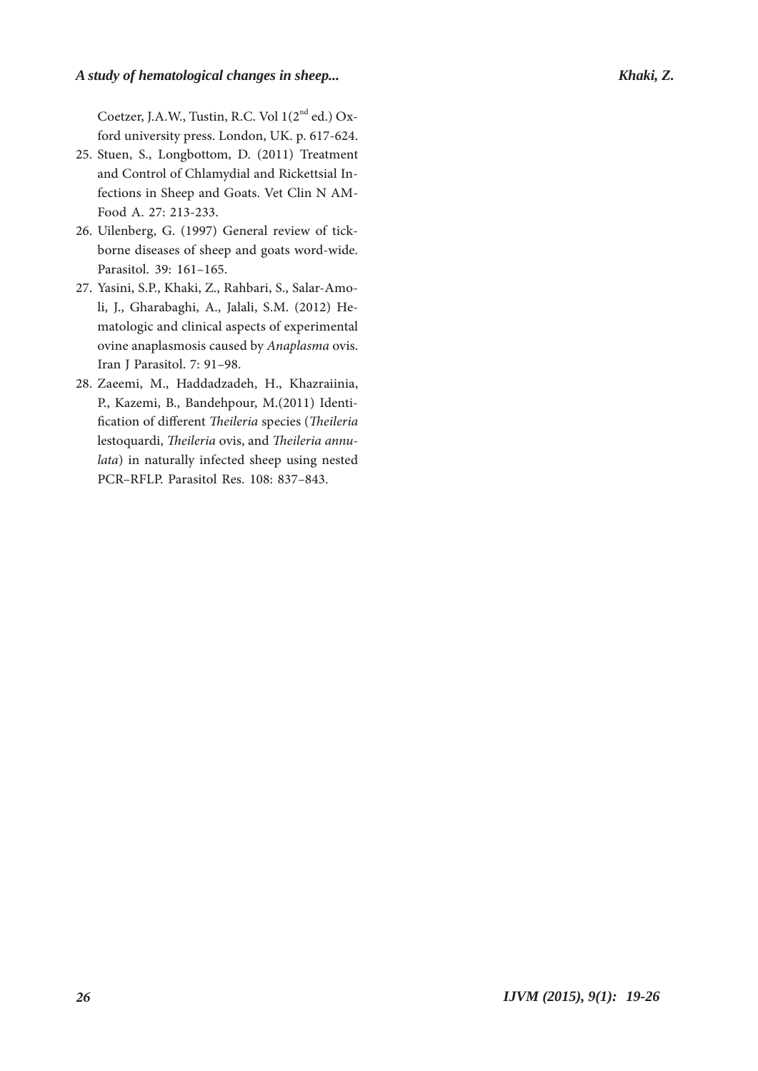Coetzer, J.A.W., Tustin, R.C. Vol 1(2nd ed.) Oxford university press. London, UK. p. 617-624.

25. Stuen, S., Longbottom, D. (2011) Treatment and Control of Chlamydial and Rickettsial Infections in Sheep and Goats. Vet Clin N AM-Food A. 27: 213-233.
26. Uilenberg, G. (1997) General review of tick-borne diseases of sheep and goats word-wide. Parasitol. 39: 161–165.
27. Yasini, S.P., Khaki, Z., Rahbari, S., Salar-Amoli, J., Gharabaghi, A., Jalali, S.M. (2012) Hematologic and clinical aspects of experimental ovine anaplasmosis caused by *Anaplasma* ovis. Iran J Parasitol. 7: 91–98.
28. Zaeemi, M., Haddadzadeh, H., Khazraiinia, P., Kazemi, B., Bandehpour, M.(2011) Identification of different *Theileria* species (*Theileria* lestoquardi, *Theileria* ovis, and *Theileria annulata*) in naturally infected sheep using nested PCR–RFLP. Parasitol Res. 108: 837–843.